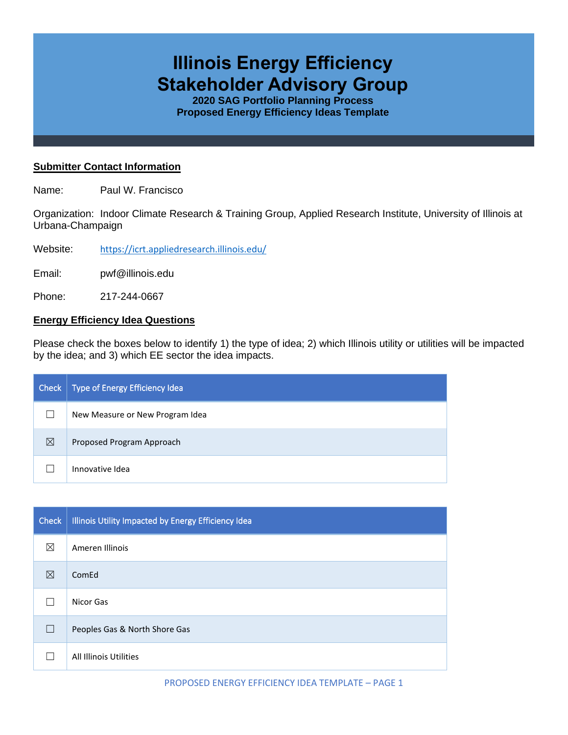# Illinois Energy Efficiency Stakeholder Advisory Group

**2020 SAG Portfolio Planning Process**
**Proposed Energy Efficiency Ideas Template**

## Submitter Contact Information

Name: Paul W. Francisco

Organization: Indoor Climate Research & Training Group, Applied Research Institute, University of Illinois at Urbana-Champaign

Website: https://icrt.appliedresearch.illinois.edu/

Email: pwf@illinois.edu

Phone: 217-244-0667

## Energy Efficiency Idea Questions

Please check the boxes below to identify 1) the type of idea; 2) which Illinois utility or utilities will be impacted by the idea; and 3) which EE sector the idea impacts.

| Check | Type of Energy Efficiency Idea |
|---|---|
| ☐ | New Measure or New Program Idea |
| ☒ | Proposed Program Approach |
| ☐ | Innovative Idea |

| Check | Illinois Utility Impacted by Energy Efficiency Idea |
|---|---|
| ☒ | Ameren Illinois |
| ☒ | ComEd |
| ☐ | Nicor Gas |
| ☐ | Peoples Gas & North Shore Gas |
| ☐ | All Illinois Utilities |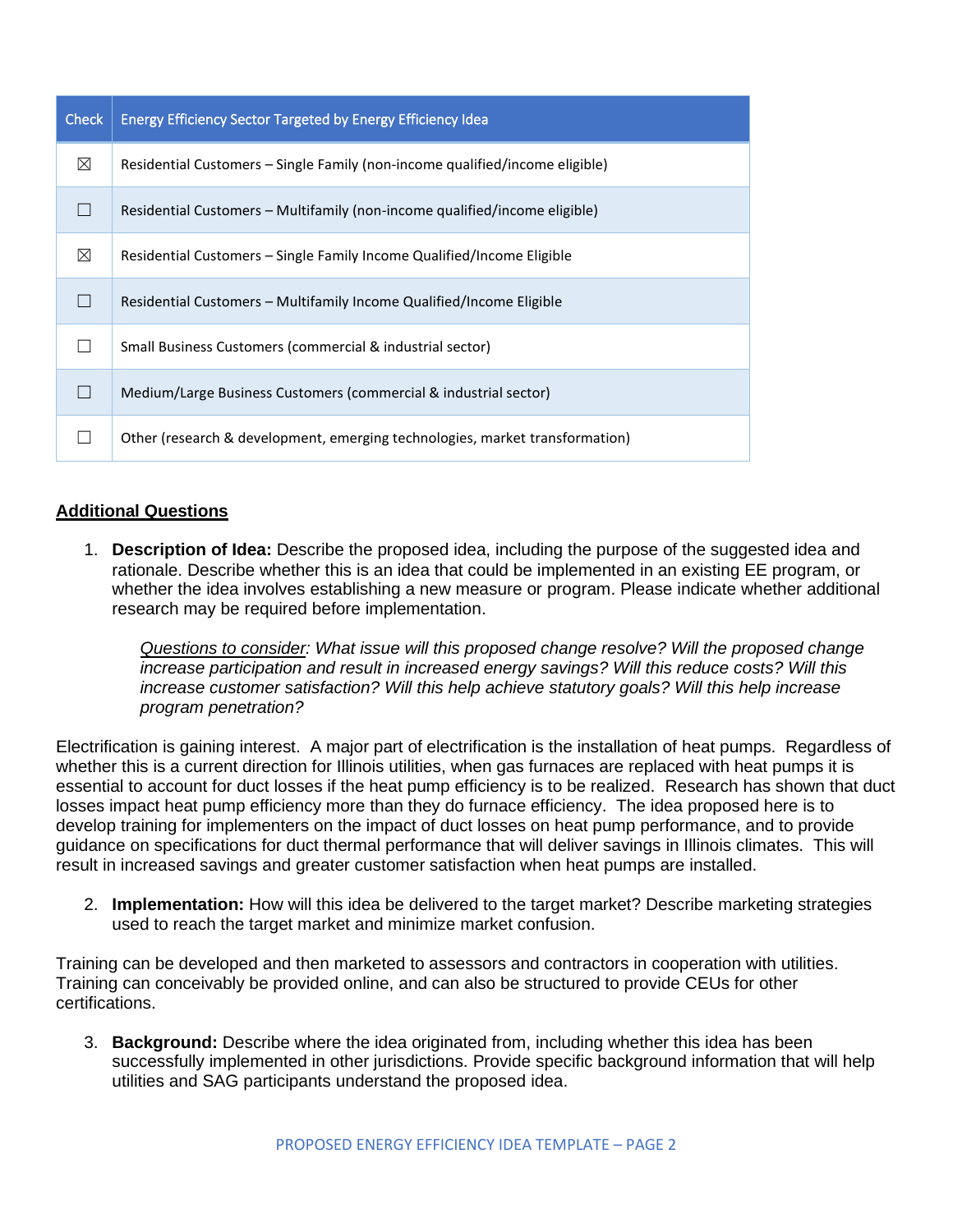| Check | Energy Efficiency Sector Targeted by Energy Efficiency Idea |
|---|---|
| ☒ | Residential Customers – Single Family (non-income qualified/income eligible) |
| ☐ | Residential Customers – Multifamily (non-income qualified/income eligible) |
| ☒ | Residential Customers – Single Family Income Qualified/Income Eligible |
| ☐ | Residential Customers – Multifamily Income Qualified/Income Eligible |
| ☐ | Small Business Customers (commercial & industrial sector) |
| ☐ | Medium/Large Business Customers (commercial & industrial sector) |
| ☐ | Other (research & development, emerging technologies, market transformation) |

## Additional Questions

1. **Description of Idea:** Describe the proposed idea, including the purpose of the suggested idea and rationale. Describe whether this is an idea that could be implemented in an existing EE program, or whether the idea involves establishing a new measure or program. Please indicate whether additional research may be required before implementation.

   *Questions to consider: What issue will this proposed change resolve? Will the proposed change increase participation and result in increased energy savings? Will this reduce costs? Will this increase customer satisfaction? Will this help achieve statutory goals? Will this help increase program penetration?*

Electrification is gaining interest. A major part of electrification is the installation of heat pumps. Regardless of whether this is a current direction for Illinois utilities, when gas furnaces are replaced with heat pumps it is essential to account for duct losses if the heat pump efficiency is to be realized. Research has shown that duct losses impact heat pump efficiency more than they do furnace efficiency. The idea proposed here is to develop training for implementers on the impact of duct losses on heat pump performance, and to provide guidance on specifications for duct thermal performance that will deliver savings in Illinois climates. This will result in increased savings and greater customer satisfaction when heat pumps are installed.

2. **Implementation:** How will this idea be delivered to the target market? Describe marketing strategies used to reach the target market and minimize market confusion.

Training can be developed and then marketed to assessors and contractors in cooperation with utilities. Training can conceivably be provided online, and can also be structured to provide CEUs for other certifications.

3. **Background:** Describe where the idea originated from, including whether this idea has been successfully implemented in other jurisdictions. Provide specific background information that will help utilities and SAG participants understand the proposed idea.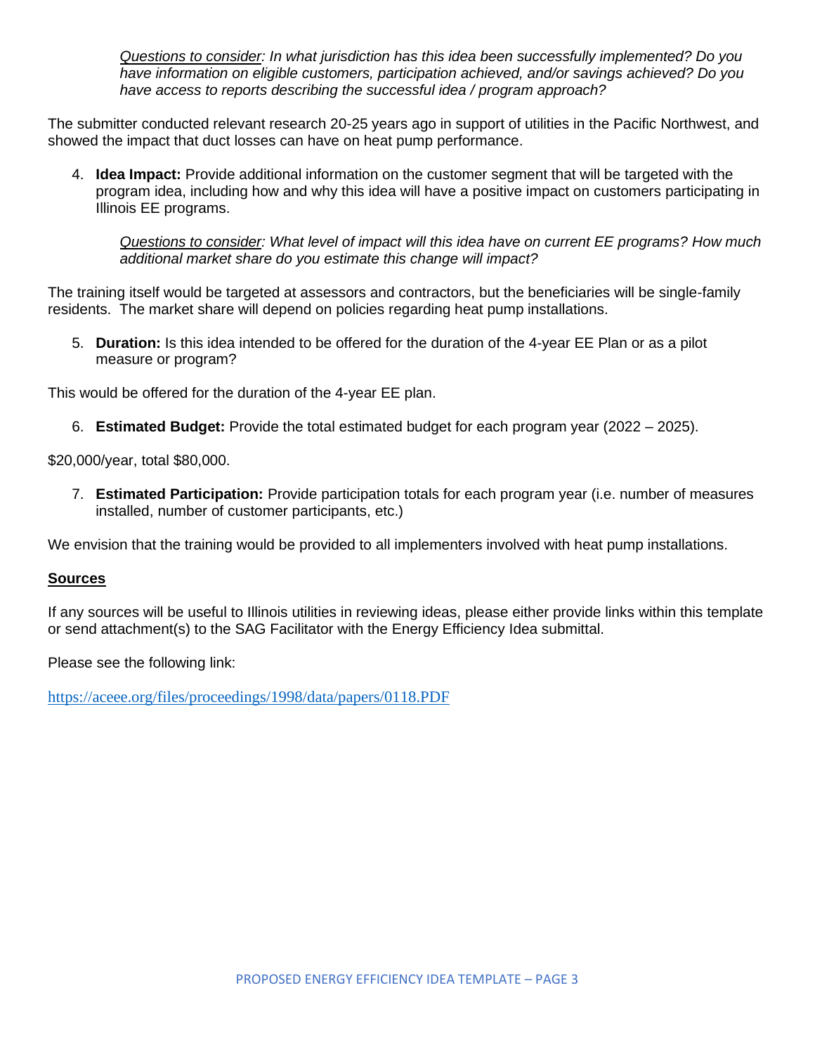*<u>Questions to consider</u>: In what jurisdiction has this idea been successfully implemented? Do you have information on eligible customers, participation achieved, and/or savings achieved? Do you have access to reports describing the successful idea / program approach?*

The submitter conducted relevant research 20-25 years ago in support of utilities in the Pacific Northwest, and showed the impact that duct losses can have on heat pump performance.

4. **Idea Impact:** Provide additional information on the customer segment that will be targeted with the program idea, including how and why this idea will have a positive impact on customers participating in Illinois EE programs.

*<u>Questions to consider</u>: What level of impact will this idea have on current EE programs? How much additional market share do you estimate this change will impact?*

The training itself would be targeted at assessors and contractors, but the beneficiaries will be single-family residents. The market share will depend on policies regarding heat pump installations.

5. **Duration:** Is this idea intended to be offered for the duration of the 4-year EE Plan or as a pilot measure or program?

This would be offered for the duration of the 4-year EE plan.

6. **Estimated Budget:** Provide the total estimated budget for each program year (2022 – 2025).

$20,000/year, total $80,000.

7. **Estimated Participation:** Provide participation totals for each program year (i.e. number of measures installed, number of customer participants, etc.)

We envision that the training would be provided to all implementers involved with heat pump installations.

**<u>Sources</u>**

If any sources will be useful to Illinois utilities in reviewing ideas, please either provide links within this template or send attachment(s) to the SAG Facilitator with the Energy Efficiency Idea submittal.

Please see the following link:

https://aceee.org/files/proceedings/1998/data/papers/0118.PDF